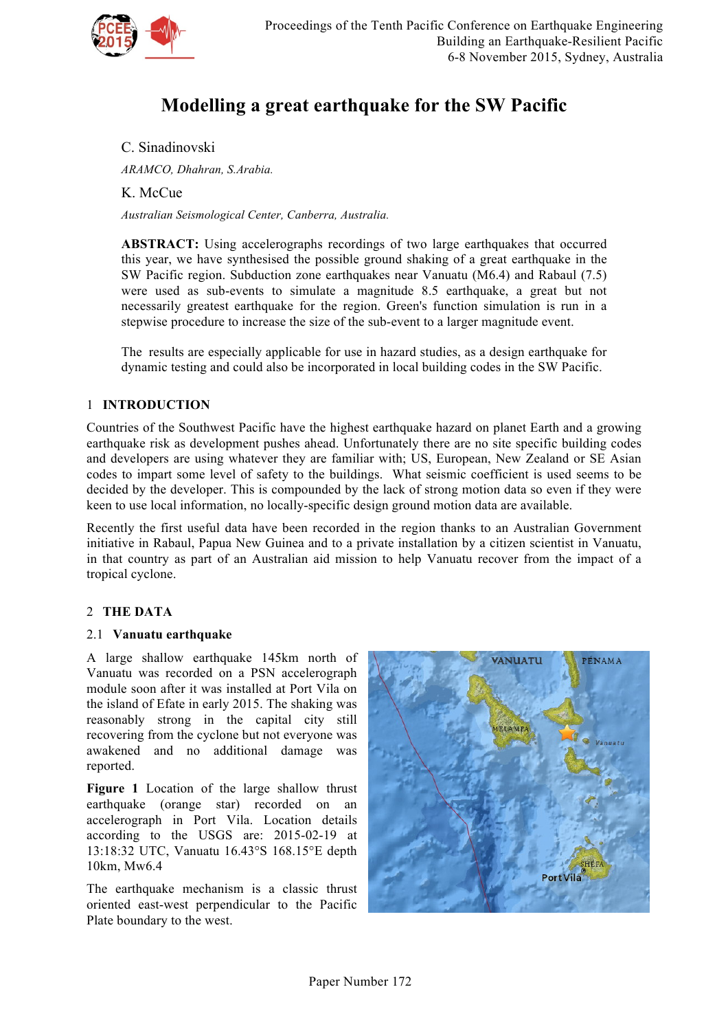# Modelling a great earthquake for the SW Pacific

C. Sinadinovski

*ARAMCO, Dhahran, S.Arabia.*

K. McCue

*Australian Seismological Center, Canberra, Australia.*

**ABSTRACT:** Using accelerographs recordings of two large earthquakes that occurred this year, we have synthesised the possible ground shaking of a great earthquake in the SW Pacific region. Subduction zone earthquakes near Vanuatu (M6.4) and Rabaul (7.5) were used as sub-events to simulate a magnitude 8.5 earthquake, a great but not necessarily greatest earthquake for the region. Green's function simulation is run in a stepwise procedure to increase the size of the sub-event to a larger magnitude event.

The results are especially applicable for use in hazard studies, as a design earthquake for dynamic testing and could also be incorporated in local building codes in the SW Pacific.

## 1 INTRODUCTION

Countries of the Southwest Pacific have the highest earthquake hazard on planet Earth and a growing earthquake risk as development pushes ahead. Unfortunately there are no site specific building codes and developers are using whatever they are familiar with; US, European, New Zealand or SE Asian codes to impart some level of safety to the buildings. What seismic coefficient is used seems to be decided by the developer. This is compounded by the lack of strong motion data so even if they were keen to use local information, no locally-specific design ground motion data are available.

Recently the first useful data have been recorded in the region thanks to an Australian Government initiative in Rabaul, Papua New Guinea and to a private installation by a citizen scientist in Vanuatu, in that country as part of an Australian aid mission to help Vanuatu recover from the impact of a tropical cyclone.

## 2 THE DATA

### 2.1 Vanuatu earthquake

A large shallow earthquake 145km north of Vanuatu was recorded on a PSN accelerograph module soon after it was installed at Port Vila on the island of Efate in early 2015. The shaking was reasonably strong in the capital city still recovering from the cyclone but not everyone was awakened and no additional damage was reported.

**Figure 1** Location of the large shallow thrust earthquake (orange star) recorded on an accelerograph in Port Vila. Location details according to the USGS are: 2015-02-19 at 13:18:32 UTC, Vanuatu 16.43°S 168.15°E depth 10km, Mw6.4

The earthquake mechanism is a classic thrust oriented east-west perpendicular to the Pacific Plate boundary to the west.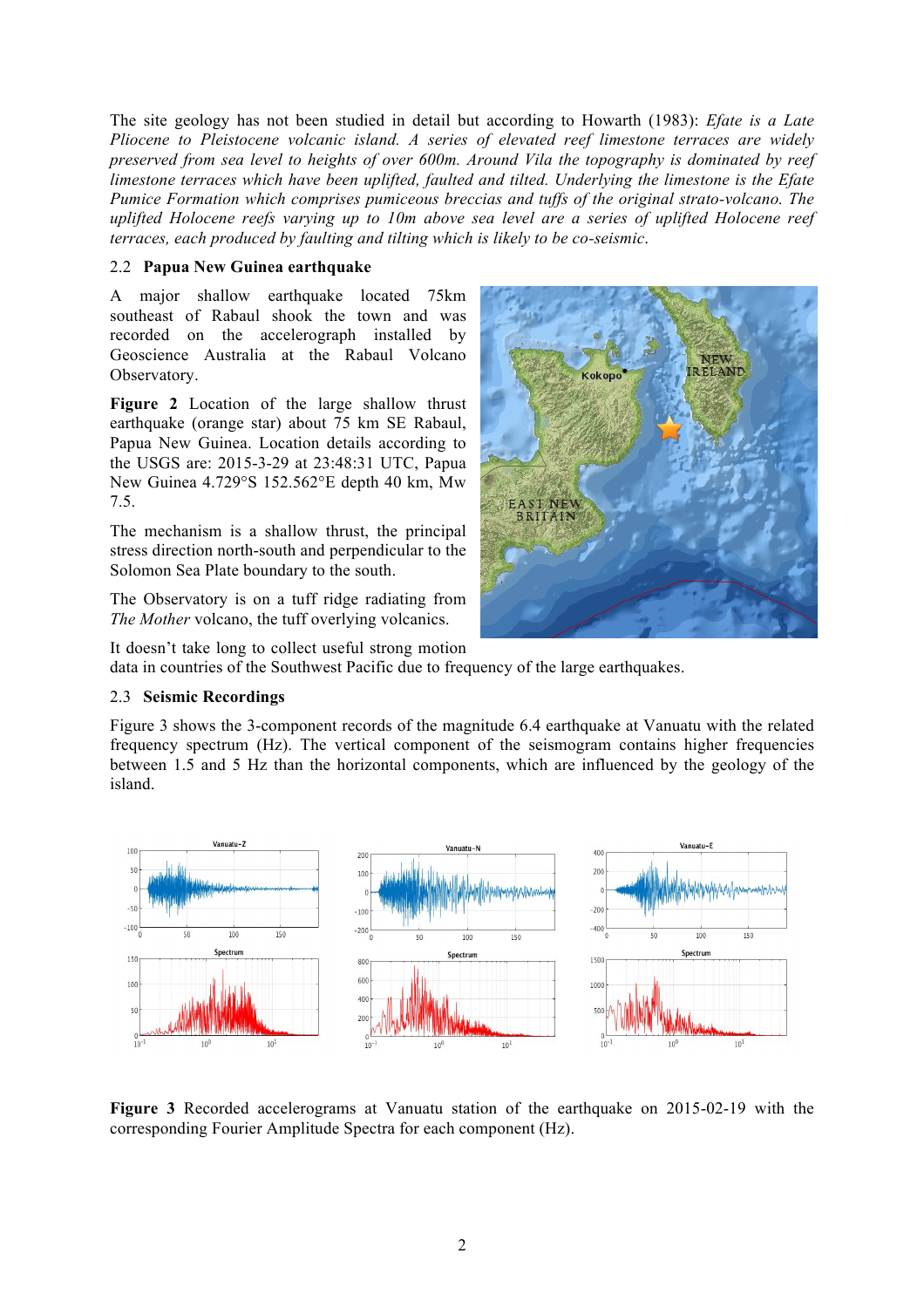The site geology has not been studied in detail but according to Howarth (1983): *Efate is a Late Pliocene to Pleistocene volcanic island. A series of elevated reef limestone terraces are widely preserved from sea level to heights of over 600m. Around Vila the topography is dominated by reef limestone terraces which have been uplifted, faulted and tilted. Underlying the limestone is the Efate Pumice Formation which comprises pumiceous breccias and tuffs of the original strato-volcano. The uplifted Holocene reefs varying up to 10m above sea level are a series of uplifted Holocene reef terraces, each produced by faulting and tilting which is likely to be co-seismic*.

## 2.2 Papua New Guinea earthquake

A major shallow earthquake located 75km southeast of Rabaul shook the town and was recorded on the accelerograph installed by Geoscience Australia at the Rabaul Volcano Observatory.

**Figure 2** Location of the large shallow thrust earthquake (orange star) about 75 km SE Rabaul, Papua New Guinea. Location details according to the USGS are: 2015-3-29 at 23:48:31 UTC, Papua New Guinea 4.729°S 152.562°E depth 40 km, Mw 7.5.

The mechanism is a shallow thrust, the principal stress direction north-south and perpendicular to the Solomon Sea Plate boundary to the south.

The Observatory is on a tuff ridge radiating from *The Mother* volcano, the tuff overlying volcanics.

It doesn't take long to collect useful strong motion data in countries of the Southwest Pacific due to frequency of the large earthquakes.

## 2.3 Seismic Recordings

Figure 3 shows the 3-component records of the magnitude 6.4 earthquake at Vanuatu with the related frequency spectrum (Hz). The vertical component of the seismogram contains higher frequencies between 1.5 and 5 Hz than the horizontal components, which are influenced by the geology of the island.

**Figure 3** Recorded accelerograms at Vanuatu station of the earthquake on 2015-02-19 with the corresponding Fourier Amplitude Spectra for each component (Hz).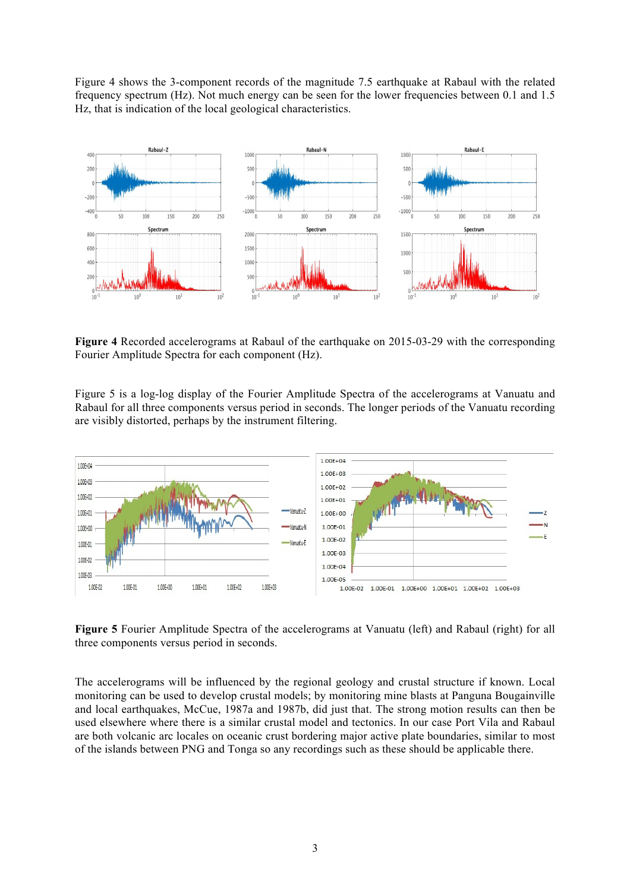Figure 4 shows the 3-component records of the magnitude 7.5 earthquake at Rabaul with the related frequency spectrum (Hz). Not much energy can be seen for the lower frequencies between 0.1 and 1.5 Hz, that is indication of the local geological characteristics.

**Figure 4** Recorded accelerograms at Rabaul of the earthquake on 2015-03-29 with the corresponding Fourier Amplitude Spectra for each component (Hz).

Figure 5 is a log-log display of the Fourier Amplitude Spectra of the accelerograms at Vanuatu and Rabaul for all three components versus period in seconds. The longer periods of the Vanuatu recording are visibly distorted, perhaps by the instrument filtering.

**Figure 5** Fourier Amplitude Spectra of the accelerograms at Vanuatu (left) and Rabaul (right) for all three components versus period in seconds.

The accelerograms will be influenced by the regional geology and crustal structure if known. Local monitoring can be used to develop crustal models; by monitoring mine blasts at Panguna Bougainville and local earthquakes, McCue, 1987a and 1987b, did just that. The strong motion results can then be used elsewhere where there is a similar crustal model and tectonics. In our case Port Vila and Rabaul are both volcanic arc locales on oceanic crust bordering major active plate boundaries, similar to most of the islands between PNG and Tonga so any recordings such as these should be applicable there.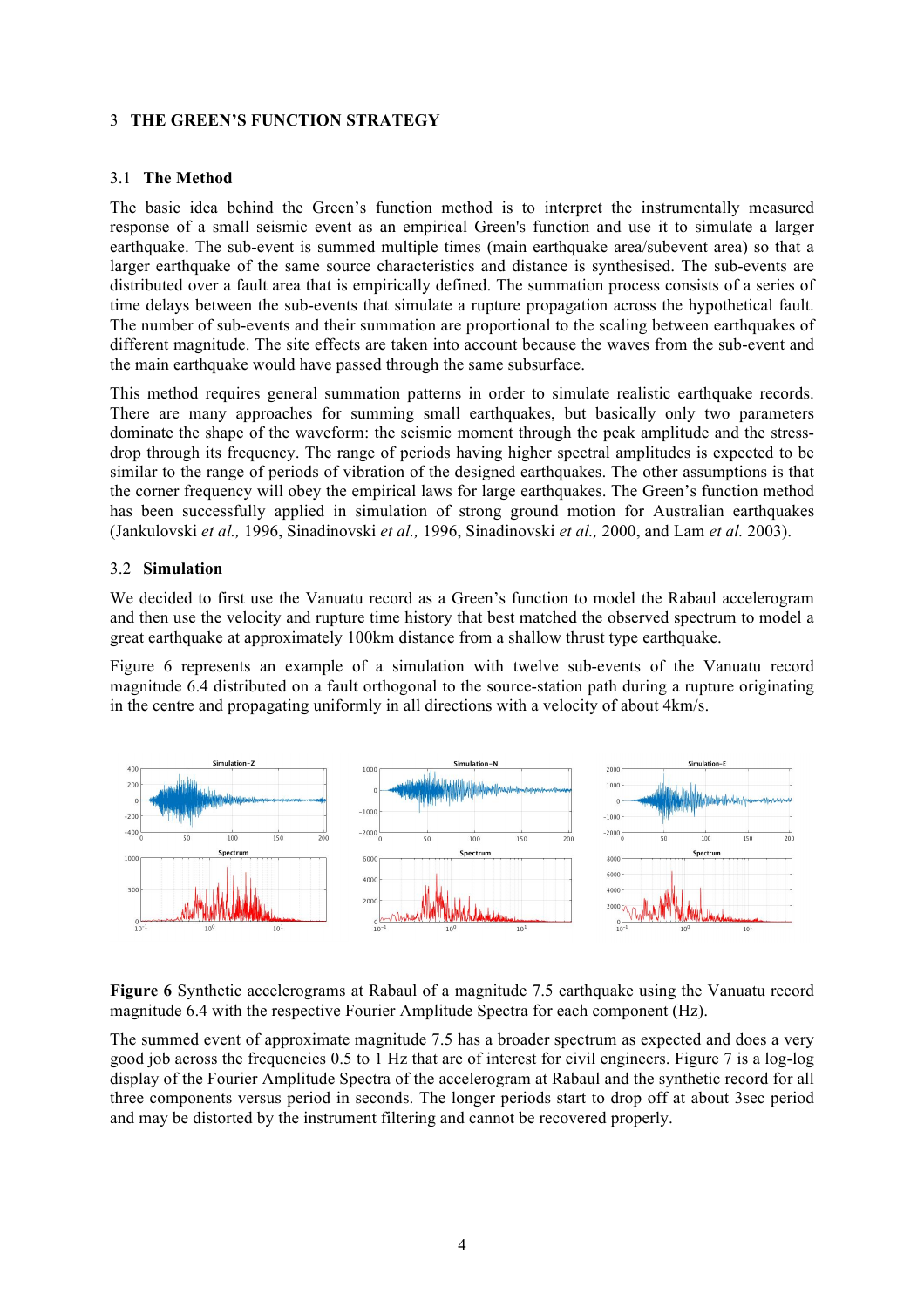## 3 THE GREEN'S FUNCTION STRATEGY

### 3.1 The Method

The basic idea behind the Green's function method is to interpret the instrumentally measured response of a small seismic event as an empirical Green's function and use it to simulate a larger earthquake. The sub-event is summed multiple times (main earthquake area/subevent area) so that a larger earthquake of the same source characteristics and distance is synthesised. The sub-events are distributed over a fault area that is empirically defined. The summation process consists of a series of time delays between the sub-events that simulate a rupture propagation across the hypothetical fault. The number of sub-events and their summation are proportional to the scaling between earthquakes of different magnitude. The site effects are taken into account because the waves from the sub-event and the main earthquake would have passed through the same subsurface.

This method requires general summation patterns in order to simulate realistic earthquake records. There are many approaches for summing small earthquakes, but basically only two parameters dominate the shape of the waveform: the seismic moment through the peak amplitude and the stress-drop through its frequency. The range of periods having higher spectral amplitudes is expected to be similar to the range of periods of vibration of the designed earthquakes. The other assumptions is that the corner frequency will obey the empirical laws for large earthquakes. The Green's function method has been successfully applied in simulation of strong ground motion for Australian earthquakes (Jankulovski *et al.,* 1996, Sinadinovski *et al.,* 1996, Sinadinovski *et al.,* 2000, and Lam *et al.* 2003).

### 3.2 Simulation

We decided to first use the Vanuatu record as a Green's function to model the Rabaul accelerogram and then use the velocity and rupture time history that best matched the observed spectrum to model a great earthquake at approximately 100km distance from a shallow thrust type earthquake.

Figure 6 represents an example of a simulation with twelve sub-events of the Vanuatu record magnitude 6.4 distributed on a fault orthogonal to the source-station path during a rupture originating in the centre and propagating uniformly in all directions with a velocity of about 4km/s.

**Figure 6** Synthetic accelerograms at Rabaul of a magnitude 7.5 earthquake using the Vanuatu record magnitude 6.4 with the respective Fourier Amplitude Spectra for each component (Hz).

The summed event of approximate magnitude 7.5 has a broader spectrum as expected and does a very good job across the frequencies 0.5 to 1 Hz that are of interest for civil engineers. Figure 7 is a log-log display of the Fourier Amplitude Spectra of the accelerogram at Rabaul and the synthetic record for all three components versus period in seconds. The longer periods start to drop off at about 3sec period and may be distorted by the instrument filtering and cannot be recovered properly.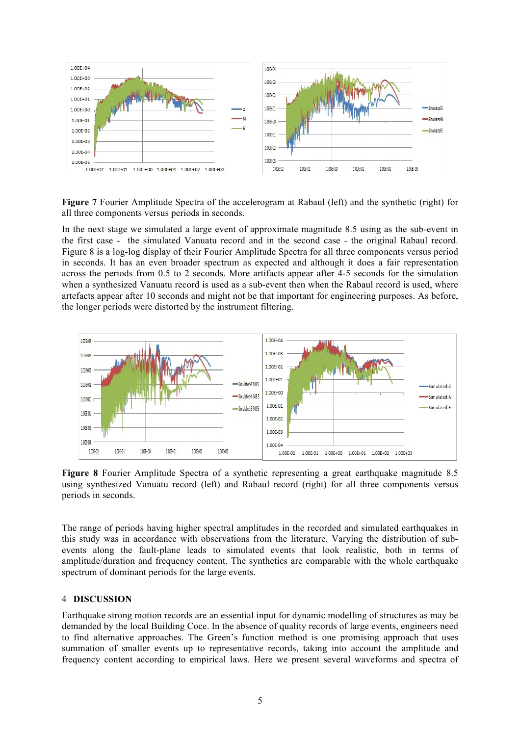**Figure 7** Fourier Amplitude Spectra of the accelerogram at Rabaul (left) and the synthetic (right) for all three components versus periods in seconds.

In the next stage we simulated a large event of approximate magnitude 8.5 using as the sub-event in the first case - the simulated Vanuatu record and in the second case - the original Rabaul record. Figure 8 is a log-log display of their Fourier Amplitude Spectra for all three components versus period in seconds. It has an even broader spectrum as expected and although it does a fair representation across the periods from 0.5 to 2 seconds. More artifacts appear after 4-5 seconds for the simulation when a synthesized Vanuatu record is used as a sub-event then when the Rabaul record is used, where artefacts appear after 10 seconds and might not be that important for engineering purposes. As before, the longer periods were distorted by the instrument filtering.

**Figure 8** Fourier Amplitude Spectra of a synthetic representing a great earthquake magnitude 8.5 using synthesized Vanuatu record (left) and Rabaul record (right) for all three components versus periods in seconds.

The range of periods having higher spectral amplitudes in the recorded and simulated earthquakes in this study was in accordance with observations from the literature. Varying the distribution of sub-events along the fault-plane leads to simulated events that look realistic, both in terms of amplitude/duration and frequency content. The synthetics are comparable with the whole earthquake spectrum of dominant periods for the large events.

## 4 DISCUSSION

Earthquake strong motion records are an essential input for dynamic modelling of structures as may be demanded by the local Building Coce. In the absence of quality records of large events, engineers need to find alternative approaches. The Green's function method is one promising approach that uses summation of smaller events up to representative records, taking into account the amplitude and frequency content according to empirical laws. Here we present several waveforms and spectra of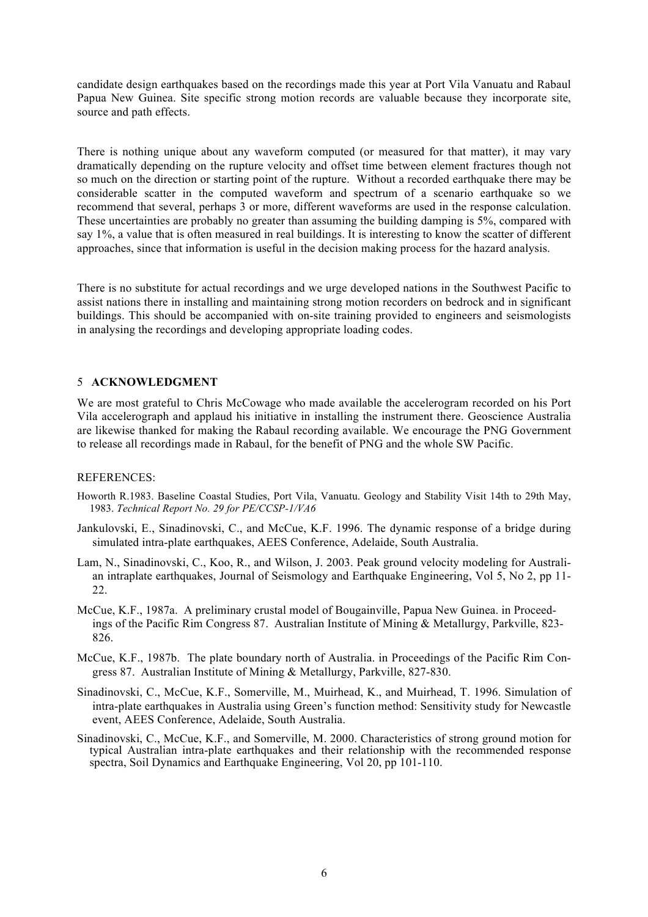candidate design earthquakes based on the recordings made this year at Port Vila Vanuatu and Rabaul Papua New Guinea. Site specific strong motion records are valuable because they incorporate site, source and path effects.

There is nothing unique about any waveform computed (or measured for that matter), it may vary dramatically depending on the rupture velocity and offset time between element fractures though not so much on the direction or starting point of the rupture. Without a recorded earthquake there may be considerable scatter in the computed waveform and spectrum of a scenario earthquake so we recommend that several, perhaps 3 or more, different waveforms are used in the response calculation. These uncertainties are probably no greater than assuming the building damping is 5%, compared with say 1%, a value that is often measured in real buildings. It is interesting to know the scatter of different approaches, since that information is useful in the decision making process for the hazard analysis.

There is no substitute for actual recordings and we urge developed nations in the Southwest Pacific to assist nations there in installing and maintaining strong motion recorders on bedrock and in significant buildings. This should be accompanied with on-site training provided to engineers and seismologists in analysing the recordings and developing appropriate loading codes.

## 5 ACKNOWLEDGMENT

We are most grateful to Chris McCowage who made available the accelerogram recorded on his Port Vila accelerograph and applaud his initiative in installing the instrument there. Geoscience Australia are likewise thanked for making the Rabaul recording available. We encourage the PNG Government to release all recordings made in Rabaul, for the benefit of PNG and the whole SW Pacific.

REFERENCES:

Howorth R.1983. Baseline Coastal Studies, Port Vila, Vanuatu. Geology and Stability Visit 14th to 29th May, 1983. *Technical Report No. 29 for PE/CCSP-1/VA6*

Jankulovski, E., Sinadinovski, C., and McCue, K.F. 1996. The dynamic response of a bridge during simulated intra-plate earthquakes, AEES Conference, Adelaide, South Australia.

Lam, N., Sinadinovski, C., Koo, R., and Wilson, J. 2003. Peak ground velocity modeling for Australian intraplate earthquakes, Journal of Seismology and Earthquake Engineering, Vol 5, No 2, pp 11-22.

McCue, K.F., 1987a. A preliminary crustal model of Bougainville, Papua New Guinea. in Proceedings of the Pacific Rim Congress 87. Australian Institute of Mining & Metallurgy, Parkville, 823-826.

McCue, K.F., 1987b. The plate boundary north of Australia. in Proceedings of the Pacific Rim Congress 87. Australian Institute of Mining & Metallurgy, Parkville, 827-830.

Sinadinovski, C., McCue, K.F., Somerville, M., Muirhead, K., and Muirhead, T. 1996. Simulation of intra-plate earthquakes in Australia using Green's function method: Sensitivity study for Newcastle event, AEES Conference, Adelaide, South Australia.

Sinadinovski, C., McCue, K.F., and Somerville, M. 2000. Characteristics of strong ground motion for typical Australian intra-plate earthquakes and their relationship with the recommended response spectra, Soil Dynamics and Earthquake Engineering, Vol 20, pp 101-110.